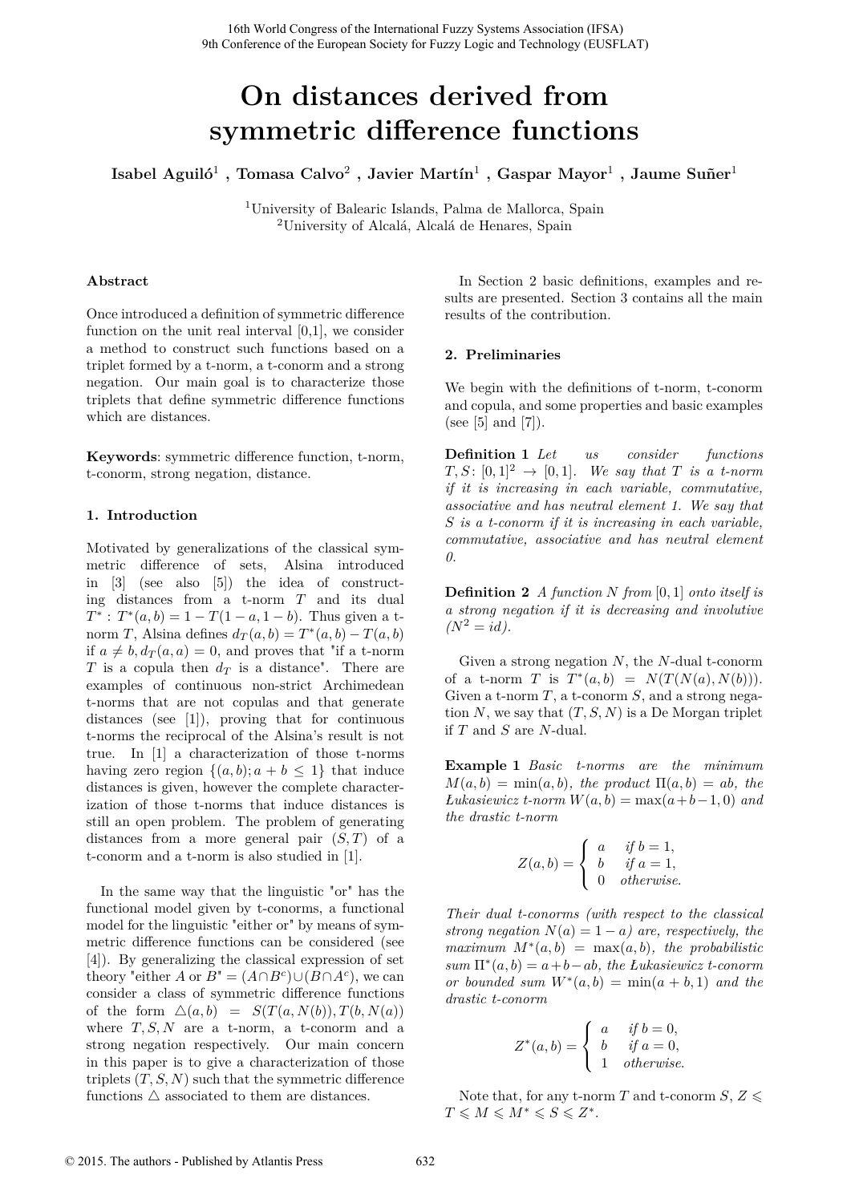# On distances derived from symmetric difference functions

**Isabel Aguiló**[1] **, Tomasa Calvo**[2] **, Javier Martín**[1] **, Gaspar Mayor**[1] **, Jaume Suñer**[1]

[1]University of Balearic Islands, Palma de Mallorca, Spain
[2]University of Alcalá, Alcalá de Henares, Spain

### Abstract

Once introduced a definition of symmetric difference function on the unit real interval [0,1], we consider a method to construct such functions based on a triplet formed by a t-norm, a t-conorm and a strong negation. Our main goal is to characterize those triplets that define symmetric difference functions which are distances.

**Keywords**: symmetric difference function, t-norm, t-conorm, strong negation, distance.

## 1. Introduction

Motivated by generalizations of the classical symmetric difference of sets, Alsina introduced in [3] (see also [5]) the idea of constructing distances from a t-norm $T$ and its dual $T^*$ : $T^*(a,b) = 1 - T(1-a, 1-b)$. Thus given a t-norm $T$, Alsina defines $d_T(a,b) = T^*(a,b) - T(a,b)$ if $a \neq b, d_T(a,a) = 0$, and proves that "if a t-norm $T$ is a copula then $d_T$ is a distance". There are examples of continuous non-strict Archimedean t-norms that are not copulas and that generate distances (see [1]), proving that for continuous t-norms the reciprocal of the Alsina's result is not true. In [1] a characterization of those t-norms having zero region $\{(a,b); a+b \leq 1\}$ that induce distances is given, however the complete characterization of those t-norms that induce distances is still an open problem. The problem of generating distances from a more general pair $(S,T)$ of a t-conorm and a t-norm is also studied in [1].

In the same way that the linguistic "or" has the functional model given by t-conorms, a functional model for the linguistic "either or" by means of symmetric difference functions can be considered (see [4]). By generalizing the classical expression of set theory "either $A$ or $B$" $= (A \cap B^c) \cup (B \cap A^c)$, we can consider a class of symmetric difference functions of the form $\triangle(a,b) = S(T(a, N(b)), T(b, N(a))$ where $T, S, N$ are a t-norm, a t-conorm and a strong negation respectively. Our main concern in this paper is to give a characterization of those triplets $(T, S, N)$ such that the symmetric difference functions $\triangle$ associated to them are distances.

In Section 2 basic definitions, examples and results are presented. Section 3 contains all the main results of the contribution.

## 2. Preliminaries

We begin with the definitions of t-norm, t-conorm and copula, and some properties and basic examples (see [5] and [7]).

**Definition 1** *Let us consider functions $T, S\colon [0,1]^2 \to [0,1]$. We say that $T$ is a t-norm if it is increasing in each variable, commutative, associative and has neutral element 1. We say that $S$ is a t-conorm if it is increasing in each variable, commutative, associative and has neutral element 0.*

**Definition 2** *A function $N$ from $[0,1]$ onto itself is a strong negation if it is decreasing and involutive ($N^2 = id$).*

Given a strong negation $N$, the $N$-dual t-conorm of a t-norm $T$ is $T^*(a,b) = N(T(N(a), N(b)))$. Given a t-norm $T$, a t-conorm $S$, and a strong negation $N$, we say that $(T, S, N)$ is a De Morgan triplet if $T$ and $S$ are $N$-dual.

**Example 1** *Basic t-norms are the minimum $M(a,b) = \min(a,b)$, the product $\Pi(a,b) = ab$, the Łukasiewicz t-norm $W(a,b) = \max(a+b-1, 0)$ and the drastic t-norm*

$$Z(a,b) = \begin{cases} a & \text{if } b = 1, \\ b & \text{if } a = 1, \\ 0 & \text{otherwise.} \end{cases}$$

*Their dual t-conorms (with respect to the classical strong negation $N(a) = 1-a$) are, respectively, the maximum $M^*(a,b) = \max(a,b)$, the probabilistic sum $\Pi^*(a,b) = a+b-ab$, the Łukasiewicz t-conorm or bounded sum $W^*(a,b) = \min(a+b, 1)$ and the drastic t-conorm*

$$Z^*(a,b) = \begin{cases} a & \text{if } b = 0, \\ b & \text{if } a = 0, \\ 1 & \text{otherwise.} \end{cases}$$

Note that, for any t-norm $T$ and t-conorm $S$, $Z \leqslant T \leqslant M \leqslant M^* \leqslant S \leqslant Z^*$.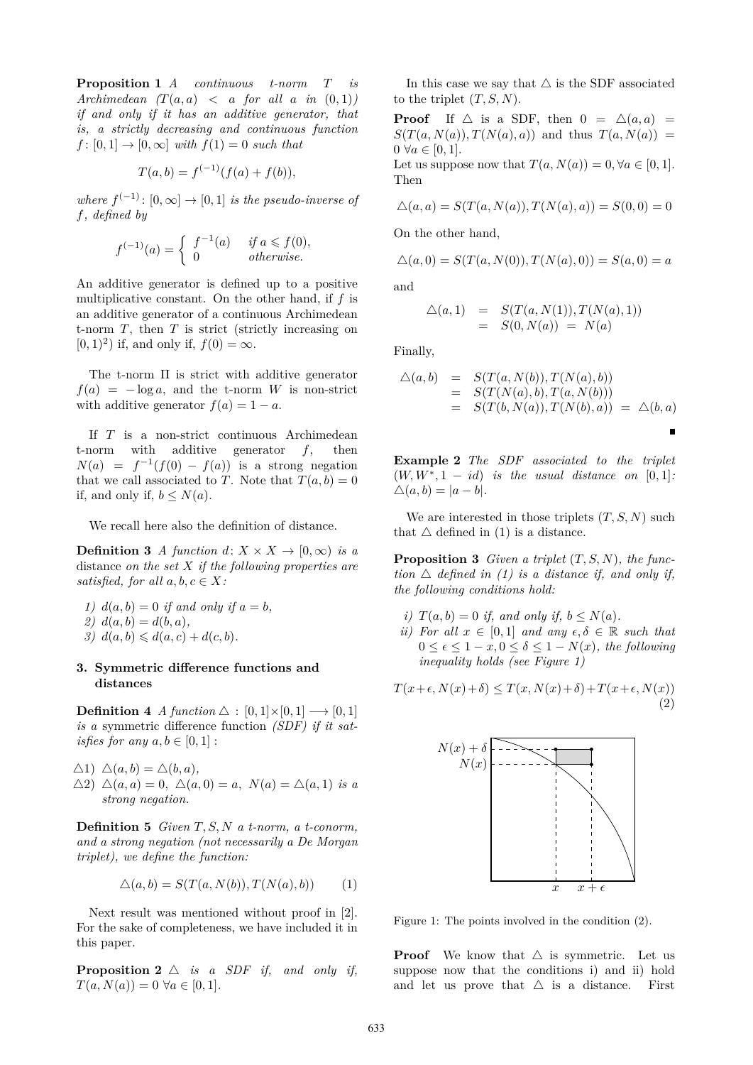**Proposition 1** *A continuous t-norm $T$ is Archimedean ($T(a,a) < a$ for all $a$ in $(0,1)$) if and only if it has an additive generator, that is, a strictly decreasing and continuous function $f\colon [0,1] \to [0,\infty]$ with $f(1) = 0$ such that*

$$T(a,b) = f^{(-1)}(f(a) + f(b)),$$

*where $f^{(-1)}\colon [0,\infty] \to [0,1]$ is the pseudo-inverse of $f$, defined by*

$$f^{(-1)}(a) = \begin{cases} f^{-1}(a) & \text{if } a \leqslant f(0), \\ 0 & \text{otherwise.} \end{cases}$$

An additive generator is defined up to a positive multiplicative constant. On the other hand, if $f$ is an additive generator of a continuous Archimedean t-norm $T$, then $T$ is strict (strictly increasing on $[0,1)^2$) if, and only if, $f(0) = \infty$.

The t-norm $\Pi$ is strict with additive generator $f(a) = -\log a$, and the t-norm $W$ is non-strict with additive generator $f(a) = 1 - a$.

If $T$ is a non-strict continuous Archimedean t-norm with additive generator $f$, then $N(a) = f^{-1}(f(0) - f(a))$ is a strong negation that we call associated to $T$. Note that $T(a,b) = 0$ if, and only if, $b \leq N(a)$.

We recall here also the definition of distance.

**Definition 3** *A function $d\colon X \times X \to [0,\infty)$ is a* distance *on the set $X$ if the following properties are satisfied, for all $a,b,c \in X$:*

1) *$d(a,b) = 0$ if and only if $a = b$,*
2) *$d(a,b) = d(b,a)$,*
3) *$d(a,b) \leqslant d(a,c) + d(c,b)$.*

## 3. Symmetric difference functions and distances

**Definition 4** *A function $\triangle : [0,1] \times [0,1] \longrightarrow [0,1]$ is a* symmetric difference function *(SDF) if it satisfies for any $a,b \in [0,1]$ :*

- $\triangle 1)$ *$\triangle(a,b) = \triangle(b,a)$,*
- $\triangle 2)$ *$\triangle(a,a) = 0$, $\triangle(a,0) = a$, $N(a) = \triangle(a,1)$ is a strong negation.*

**Definition 5** *Given $T, S, N$ a t-norm, a t-conorm, and a strong negation (not necessarily a De Morgan triplet), we define the function:*

$$\triangle(a,b) = S(T(a,N(b)), T(N(a),b)) \qquad (1)$$

Next result was mentioned without proof in [2]. For the sake of completeness, we have included it in this paper.

**Proposition 2** *$\triangle$ is a SDF if, and only if, $T(a,N(a)) = 0 \ \forall a \in [0,1]$.*

In this case we say that $\triangle$ is the SDF associated to the triplet $(T,S,N)$.

**Proof** If $\triangle$ is a SDF, then $0 = \triangle(a,a) = S(T(a,N(a)), T(N(a),a))$ and thus $T(a,N(a)) = 0 \ \forall a \in [0,1]$.

Let us suppose now that $T(a,N(a)) = 0, \forall a \in [0,1]$. Then

$$\triangle(a,a) = S(T(a,N(a)), T(N(a),a)) = S(0,0) = 0$$

On the other hand,

$$\triangle(a,0) = S(T(a,N(0)), T(N(a),0)) = S(a,0) = a$$

and

$$\begin{aligned} \triangle(a,1) &= S(T(a,N(1)), T(N(a),1)) \\ &= S(0,N(a)) \ = \ N(a) \end{aligned}$$

Finally,

$$\begin{aligned} \triangle(a,b) &= S(T(a,N(b)), T(N(a),b)) \\ &= S(T(N(a),b), T(a,N(b))) \\ &= S(T(b,N(a)), T(N(b),a)) \ = \ \triangle(b,a) \end{aligned}$$

■

**Example 2** *The SDF associated to the triplet $(W, W^*, 1 - id)$ is the usual distance on $[0,1]$: $\triangle(a,b) = |a - b|$.*

We are interested in those triplets $(T,S,N)$ such that $\triangle$ defined in (1) is a distance.

**Proposition 3** *Given a triplet $(T,S,N)$, the function $\triangle$ defined in (1) is a distance if, and only if, the following conditions hold:*

- *i) $T(a,b) = 0$ if, and only if, $b \leq N(a)$.*
- *ii) For all $x \in [0,1]$ and any $\epsilon, \delta \in \mathbb{R}$ such that $0 \leq \epsilon \leq 1 - x, 0 \leq \delta \leq 1 - N(x)$, the following inequality holds (see Figure 1)*

$$T(x+\epsilon, N(x)+\delta) \leq T(x, N(x)+\delta) + T(x+\epsilon, N(x)) \qquad (2)$$

Figure 1: The points involved in the condition (2).

**Proof** We know that $\triangle$ is symmetric. Let us suppose now that the conditions i) and ii) hold and let us prove that $\triangle$ is a distance. First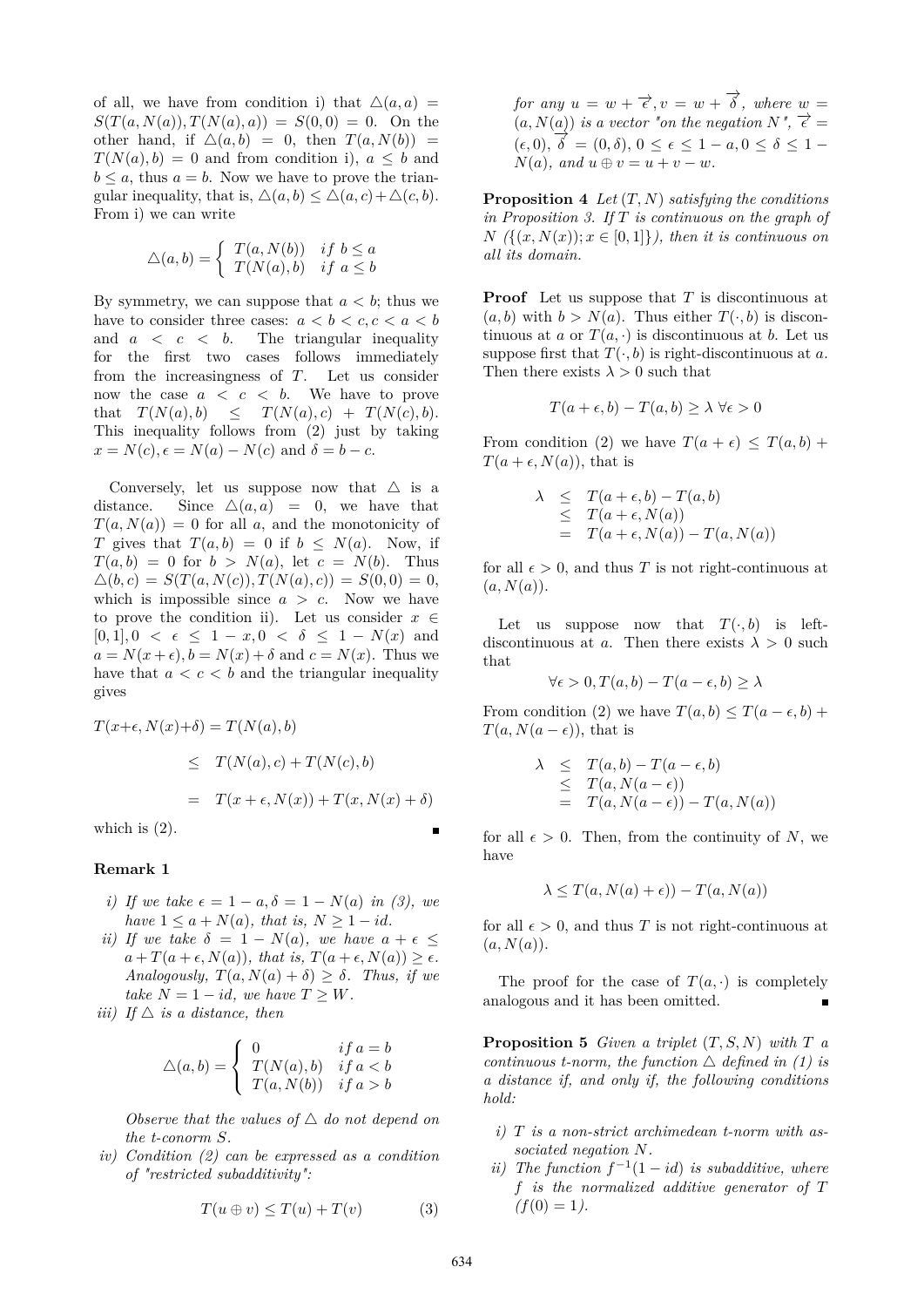of all, we have from condition i) that $\triangle(a,a) = S(T(a,N(a)),T(N(a),a)) = S(0,0) = 0$. On the other hand, if $\triangle(a,b) = 0$, then $T(a,N(b)) = T(N(a),b) = 0$ and from condition i), $a \leq b$ and $b \leq a$, thus $a = b$. Now we have to prove the triangular inequality, that is, $\triangle(a,b) \leq \triangle(a,c) + \triangle(c,b)$. From i) we can write

$$\triangle(a,b) = \begin{cases} T(a,N(b)) & if\ b \leq a \\ T(N(a),b) & if\ a \leq b \end{cases}$$

By symmetry, we can suppose that $a < b$; thus we have to consider three cases: $a < b < c, c < a < b$ and $a < c < b$. The triangular inequality for the first two cases follows immediately from the increasingness of $T$. Let us consider now the case $a < c < b$. We have to prove that $T(N(a),b) \leq T(N(a),c) + T(N(c),b)$. This inequality follows from (2) just by taking $x = N(c), \epsilon = N(a) - N(c)$ and $\delta = b - c$.

Conversely, let us suppose now that $\triangle$ is a distance. Since $\triangle(a,a) = 0$, we have that $T(a,N(a)) = 0$ for all $a$, and the monotonicity of $T$ gives that $T(a,b) = 0$ if $b \leq N(a)$. Now, if $T(a,b) = 0$ for $b > N(a)$, let $c = N(b)$. Thus $\triangle(b,c) = S(T(a,N(c)),T(N(a),c)) = S(0,0) = 0$, which is impossible since $a > c$. Now we have to prove the condition ii). Let us consider $x \in [0,1], 0 < \epsilon \leq 1 - x, 0 < \delta \leq 1 - N(x)$ and $a = N(x+\epsilon), b = N(x) + \delta$ and $c = N(x)$. Thus we have that $a < c < b$ and the triangular inequality gives

$$\begin{aligned} T(x+\epsilon, N(x)+\delta) &= T(N(a),b) \\ &\leq T(N(a),c) + T(N(c),b) \\ &= T(x+\epsilon, N(x)) + T(x, N(x)+\delta) \end{aligned}$$

which is (2). ∎

**Remark 1**

*i) If we take $\epsilon = 1 - a, \delta = 1 - N(a)$ in (3), we have $1 \leq a + N(a)$, that is, $N \geq 1 - id$.*

*ii) If we take $\delta = 1 - N(a)$, we have $a + \epsilon \leq a + T(a+\epsilon, N(a))$, that is, $T(a+\epsilon, N(a)) \geq \epsilon$. Analogously, $T(a, N(a)+\delta) \geq \delta$. Thus, if we take $N = 1 - id$, we have $T \geq W$.*

*iii) If $\triangle$ is a distance, then*

$$\triangle(a,b) = \begin{cases} 0 & if\ a = b \\ T(N(a),b) & if\ a < b \\ T(a,N(b)) & if\ a > b \end{cases}$$

*Observe that the values of $\triangle$ do not depend on the t-conorm $S$.*

*iv) Condition (2) can be expressed as a condition of "restricted subadditivity":*

$$T(u \oplus v) \leq T(u) + T(v) \qquad (3)$$

*for any $u = w + \overrightarrow{\epsilon}, v = w + \overrightarrow{\delta}$, where $w = (a, N(a))$ is a vector "on the negation $N$", $\overrightarrow{\epsilon} = (\epsilon, 0)$, $\overrightarrow{\delta} = (0, \delta)$, $0 \leq \epsilon \leq 1 - a, 0 \leq \delta \leq 1 - N(a)$, and $u \oplus v = u + v - w$.*

**Proposition 4** *Let $(T,N)$ satisfying the conditions in Proposition 3. If $T$ is continuous on the graph of $N$ ($\{(x,N(x)); x \in [0,1]\}$), then it is continuous on all its domain.*

**Proof** Let us suppose that $T$ is discontinuous at $(a,b)$ with $b > N(a)$. Thus either $T(\cdot,b)$ is discontinuous at $a$ or $T(a,\cdot)$ is discontinuous at $b$. Let us suppose first that $T(\cdot,b)$ is right-discontinuous at $a$. Then there exists $\lambda > 0$ such that

$$T(a+\epsilon, b) - T(a,b) \geq \lambda \ \forall \epsilon > 0$$

From condition (2) we have $T(a+\epsilon) \leq T(a,b) + T(a+\epsilon, N(a))$, that is

$$\begin{aligned} \lambda &\leq T(a+\epsilon,b) - T(a,b) \\ &\leq T(a+\epsilon, N(a)) \\ &= T(a+\epsilon, N(a)) - T(a, N(a)) \end{aligned}$$

for all $\epsilon > 0$, and thus $T$ is not right-continuous at $(a, N(a))$.

Let us suppose now that $T(\cdot,b)$ is left-discontinuous at $a$. Then there exists $\lambda > 0$ such that

$$\forall \epsilon > 0, T(a,b) - T(a-\epsilon,b) \geq \lambda$$

From condition (2) we have $T(a,b) \leq T(a-\epsilon,b) + T(a, N(a-\epsilon))$, that is

$$\begin{aligned} \lambda &\leq T(a,b) - T(a-\epsilon,b) \\ &\leq T(a, N(a-\epsilon)) \\ &= T(a, N(a-\epsilon)) - T(a, N(a)) \end{aligned}$$

for all $\epsilon > 0$. Then, from the continuity of $N$, we have

$$\lambda \leq T(a, N(a)+\epsilon)) - T(a, N(a))$$

for all $\epsilon > 0$, and thus $T$ is not right-continuous at $(a, N(a))$.

The proof for the case of $T(a,\cdot)$ is completely analogous and it has been omitted. ∎

**Proposition 5** *Given a triplet $(T,S,N)$ with $T$ a continuous t-norm, the function $\triangle$ defined in (1) is a distance if, and only if, the following conditions hold:*

*i) $T$ is a non-strict archimedean t-norm with associated negation $N$.*

*ii) The function $f^{-1}(1 - id)$ is subadditive, where $f$ is the normalized additive generator of $T$ ($f(0) = 1$).*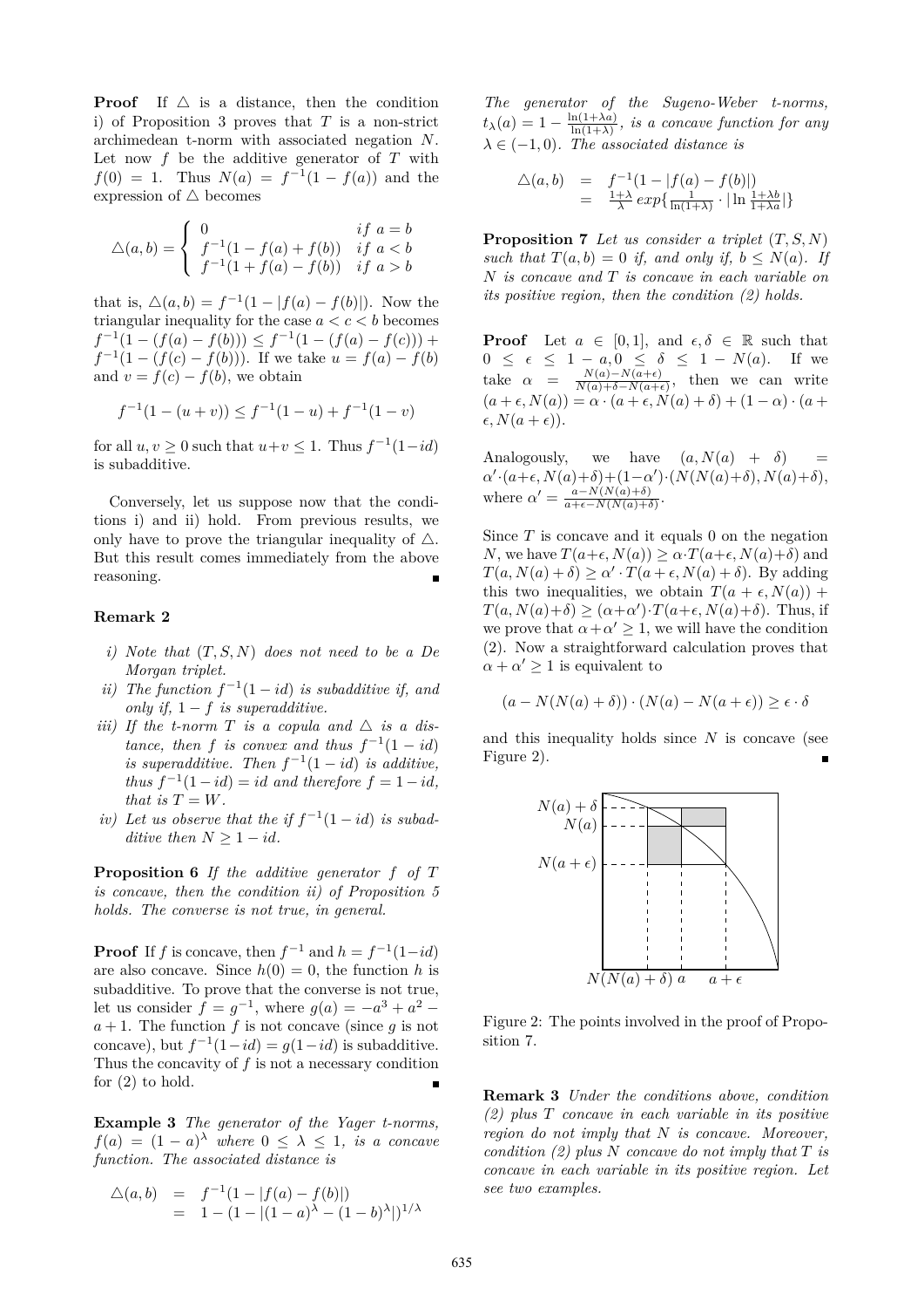**Proof** If $\triangle$ is a distance, then the condition i) of Proposition 3 proves that $T$ is a non-strict archimedean t-norm with associated negation $N$. Let now $f$ be the additive generator of $T$ with $f(0) = 1$. Thus $N(a) = f^{-1}(1 - f(a))$ and the expression of $\triangle$ becomes

$$\triangle(a,b) = \begin{cases} 0 & if\ a = b \\ f^{-1}(1 - f(a) + f(b)) & if\ a < b \\ f^{-1}(1 + f(a) - f(b)) & if\ a > b \end{cases}$$

that is, $\triangle(a,b) = f^{-1}(1 - |f(a) - f(b)|)$. Now the triangular inequality for the case $a < c < b$ becomes $f^{-1}(1-(f(a)-f(b))) \leq f^{-1}(1-(f(a)-f(c))) + f^{-1}(1-(f(c)-f(b)))$. If we take $u = f(a) - f(b)$ and $v = f(c) - f(b)$, we obtain

$$f^{-1}(1-(u+v)) \leq f^{-1}(1-u) + f^{-1}(1-v)$$

for all $u, v \geq 0$ such that $u+v \leq 1$. Thus $f^{-1}(1-id)$ is subadditive.

Conversely, let us suppose now that the conditions i) and ii) hold. From previous results, we only have to prove the triangular inequality of $\triangle$. But this result comes immediately from the above reasoning. ∎

**Remark 2**

*i) Note that $(T, S, N)$ does not need to be a De Morgan triplet.*

*ii) The function $f^{-1}(1 - id)$ is subadditive if, and only if, $1 - f$ is superadditive.*

*iii) If the t-norm $T$ is a copula and $\triangle$ is a distance, then $f$ is convex and thus $f^{-1}(1 - id)$ is superadditive. Then $f^{-1}(1 - id)$ is additive, thus $f^{-1}(1-id) = id$ and therefore $f = 1-id$, that is $T = W$.*

*iv) Let us observe that the if $f^{-1}(1 - id)$ is subadditive then $N \geq 1 - id$.*

**Proposition 6** *If the additive generator $f$ of $T$ is concave, then the condition ii) of Proposition 5 holds. The converse is not true, in general.*

**Proof** If $f$ is concave, then $f^{-1}$ and $h = f^{-1}(1-id)$ are also concave. Since $h(0) = 0$, the function $h$ is subadditive. To prove that the converse is not true, let us consider $f = g^{-1}$, where $g(a) = -a^3 + a^2 - a + 1$. The function $f$ is not concave (since $g$ is not concave), but $f^{-1}(1-id) = g(1-id)$ is subadditive. Thus the concavity of $f$ is not a necessary condition for (2) to hold. ∎

**Example 3** *The generator of the Yager t-norms, $f(a) = (1 - a)^\lambda$ where $0 \leq \lambda \leq 1$, is a concave function. The associated distance is*

$$\begin{aligned} \triangle(a,b) &= f^{-1}(1 - |f(a) - f(b)|) \\ &= 1 - (1 - |(1-a)^\lambda - (1-b)^\lambda|)^{1/\lambda} \end{aligned}$$

*The generator of the Sugeno-Weber t-norms, $t_\lambda(a) = 1 - \frac{\ln(1+\lambda a)}{\ln(1+\lambda)}$, is a concave function for any $\lambda \in (-1, 0)$. The associated distance is*

$$\begin{aligned} \triangle(a,b) &= f^{-1}(1 - |f(a) - f(b)|) \\ &= \tfrac{1+\lambda}{\lambda} exp\{\tfrac{1}{\ln(1+\lambda)} \cdot |\ln \tfrac{1+\lambda b}{1+\lambda a}|\} \end{aligned}$$

**Proposition 7** *Let us consider a triplet $(T, S, N)$ such that $T(a,b) = 0$ if, and only if, $b \leq N(a)$. If $N$ is concave and $T$ is concave in each variable on its positive region, then the condition (2) holds.*

**Proof** Let $a \in [0,1]$, and $\epsilon, \delta \in \mathbb{R}$ such that $0 \leq \epsilon \leq 1 - a, 0 \leq \delta \leq 1 - N(a)$. If we take $\alpha = \frac{N(a) - N(a+\epsilon)}{N(a)+\delta-N(a+\epsilon)}$, then we can write $(a+\epsilon, N(a)) = \alpha \cdot (a+\epsilon, N(a)+\delta) + (1-\alpha) \cdot (a+\epsilon, N(a+\epsilon))$.

Analogously, we have $(a, N(a) + \delta) = \alpha' \cdot (a+\epsilon, N(a)+\delta) + (1-\alpha') \cdot (N(N(a)+\delta), N(a)+\delta)$, where $\alpha' = \frac{a - N(N(a)+\delta)}{a+\epsilon-N(N(a)+\delta)}$.

Since $T$ is concave and it equals 0 on the negation $N$, we have $T(a+\epsilon, N(a)) \geq \alpha \cdot T(a+\epsilon, N(a)+\delta)$ and $T(a, N(a)+\delta) \geq \alpha' \cdot T(a+\epsilon, N(a)+\delta)$. By adding this two inequalities, we obtain $T(a+\epsilon, N(a)) + T(a, N(a)+\delta) \geq (\alpha+\alpha') \cdot T(a+\epsilon, N(a)+\delta)$. Thus, if we prove that $\alpha + \alpha' \geq 1$, we will have the condition (2). Now a straightforward calculation proves that $\alpha + \alpha' \geq 1$ is equivalent to

$$(a - N(N(a)+\delta)) \cdot (N(a) - N(a+\epsilon)) \geq \epsilon \cdot \delta$$

and this inequality holds since $N$ is concave (see Figure 2). ∎

Figure 2: The points involved in the proof of Proposition 7.

**Remark 3** *Under the conditions above, condition (2) plus $T$ concave in each variable in its positive region do not imply that $N$ is concave. Moreover, condition (2) plus $N$ concave do not imply that $T$ is concave in each variable in its positive region. Let see two examples.*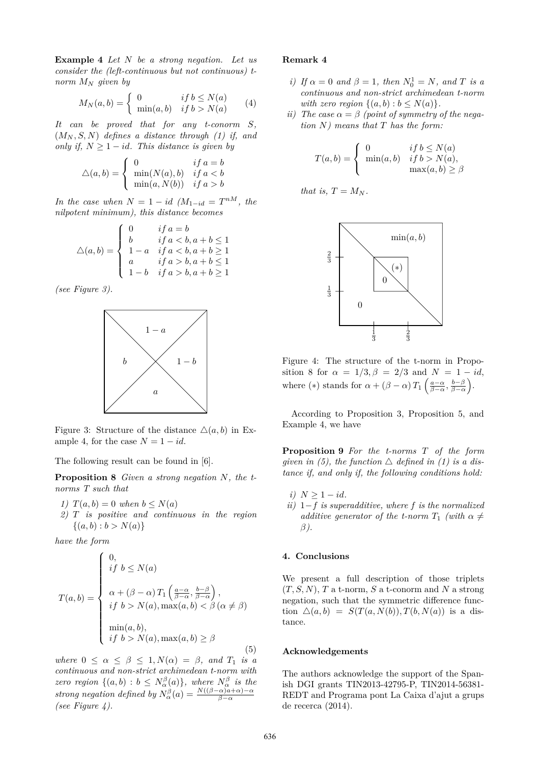**Example 4** *Let $N$ be a strong negation. Let us consider the (left-continuous but not continuous) t-norm $M_N$ given by*

$$M_N(a,b) = \begin{cases} 0 & if\, b \leq N(a) \\ \min(a,b) & if\, b > N(a) \end{cases} \qquad (4)$$

*It can be proved that for any t-conorm $S$, $(M_N, S, N)$ defines a distance through (1) if, and only if, $N \geq 1 - id$. This distance is given by*

$$\triangle(a,b) = \begin{cases} 0 & if\, a = b \\ \min(N(a), b) & if\, a < b \\ \min(a, N(b)) & if\, a > b \end{cases}$$

*In the case when $N = 1 - id$ ($M_{1-id} = T^{nM}$, the nilpotent minimum), this distance becomes*

$$\triangle(a,b) = \begin{cases} 0 & if\, a = b \\ b & if\, a < b, a+b \leq 1 \\ 1-a & if\, a < b, a+b \geq 1 \\ a & if\, a > b, a+b \leq 1 \\ 1-b & if\, a > b, a+b \geq 1 \end{cases}$$

*(see Figure 3).*

Figure 3: Structure of the distance $\triangle(a,b)$ in Example 4, for the case $N = 1 - id$.

The following result can be found in [6].

**Proposition 8** *Given a strong negation $N$, the t-norms $T$ such that*

1) *$T(a,b) = 0$ when $b \leq N(a)$*
2) *$T$ is positive and continuous in the region $\{(a,b) : b > N(a)\}$*

*have the form*

$$T(a,b) = \begin{cases} 0, \\ if\ b \leq N(a) \\ \\ \alpha + (\beta - \alpha)\, T_1\left(\frac{a-\alpha}{\beta-\alpha}, \frac{b-\beta}{\beta-\alpha}\right), \\ if\ b > N(a), \max(a,b) < \beta\ (\alpha \neq \beta) \\ \\ \min(a,b), \\ if\ b > N(a), \max(a,b) \geq \beta \end{cases} \qquad (5)$$

*where $0 \leq \alpha \leq \beta \leq 1, N(\alpha) = \beta$, and $T_1$ is a continuous and non-strict archimedean t-norm with zero region $\{(a,b) : b \leq N_\alpha^\beta(a)\}$, where $N_\alpha^\beta$ is the strong negation defined by $N_\alpha^\beta(a) = \frac{N((\beta-\alpha)a+\alpha)-\alpha}{\beta-\alpha}$ (see Figure 4).*

**Remark 4**

*i) If $\alpha = 0$ and $\beta = 1$, then $N_0^1 = N$, and $T$ is a continuous and non-strict archimedean t-norm with zero region $\{(a,b) : b \leq N(a)\}$.*

*ii) The case $\alpha = \beta$ (point of symmetry of the negation $N$) means that $T$ has the form:*

$$T(a,b) = \begin{cases} 0 & if\, b \leq N(a) \\ \min(a,b) & if\, b > N(a), \\ & \max(a,b) \geq \beta \end{cases}$$

*that is, $T = M_N$.*

Figure 4: The structure of the t-norm in Proposition 8 for $\alpha = 1/3, \beta = 2/3$ and $N = 1 - id$, where $(*)$ stands for $\alpha + (\beta - \alpha)\, T_1\left(\frac{a-\alpha}{\beta-\alpha}, \frac{b-\beta}{\beta-\alpha}\right)$.

According to Proposition 3, Proposition 5, and Example 4, we have

**Proposition 9** *For the t-norms $T$ of the form given in (5), the function $\triangle$ defined in (1) is a distance if, and only if, the following conditions hold:*

*i) $N \geq 1 - id$.*

*ii) $1 - f$ is superadditive, where $f$ is the normalized additive generator of the t-norm $T_1$ (with $\alpha \neq \beta$).*

## 4. Conclusions

We present a full description of those triplets $(T, S, N)$, $T$ a t-norm, $S$ a t-conorm and $N$ a strong negation, such that the symmetric difference function $\triangle(a,b) = S(T(a, N(b)), T(b, N(a))$ is a distance.

## Acknowledgements

The authors acknowledge the support of the Spanish DGI grants TIN2013-42795-P, TIN2014-56381-REDT and Programa pont La Caixa d'ajut a grups de recerca (2014).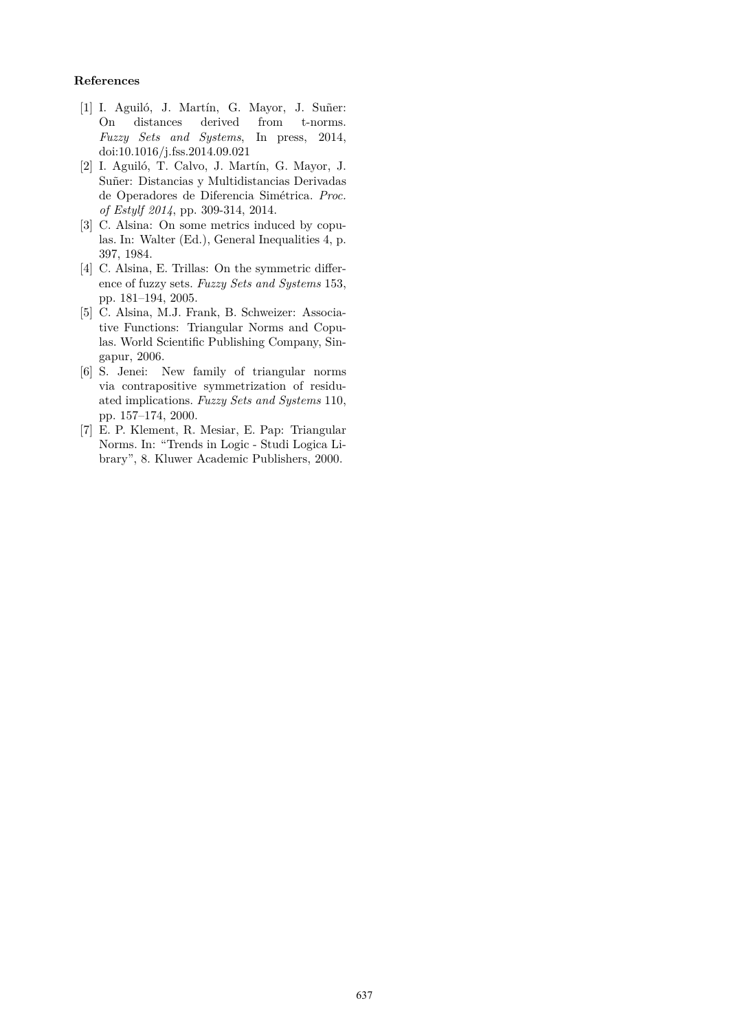**References**

[1] I. Aguiló, J. Martín, G. Mayor, J. Suñer: On distances derived from t-norms. *Fuzzy Sets and Systems*, In press, 2014, doi:10.1016/j.fss.2014.09.021

[2] I. Aguiló, T. Calvo, J. Martín, G. Mayor, J. Suñer: Distancias y Multidistancias Derivadas de Operadores de Diferencia Simétrica. *Proc. of Estylf 2014*, pp. 309-314, 2014.

[3] C. Alsina: On some metrics induced by copulas. In: Walter (Ed.), General Inequalities 4, p. 397, 1984.

[4] C. Alsina, E. Trillas: On the symmetric difference of fuzzy sets. *Fuzzy Sets and Systems* 153, pp. 181–194, 2005.

[5] C. Alsina, M.J. Frank, B. Schweizer: Associative Functions: Triangular Norms and Copulas. World Scientific Publishing Company, Singapur, 2006.

[6] S. Jenei: New family of triangular norms via contrapositive symmetrization of residuated implications. *Fuzzy Sets and Systems* 110, pp. 157–174, 2000.

[7] E. P. Klement, R. Mesiar, E. Pap: Triangular Norms. In: "Trends in Logic - Studi Logica Library", 8. Kluwer Academic Publishers, 2000.